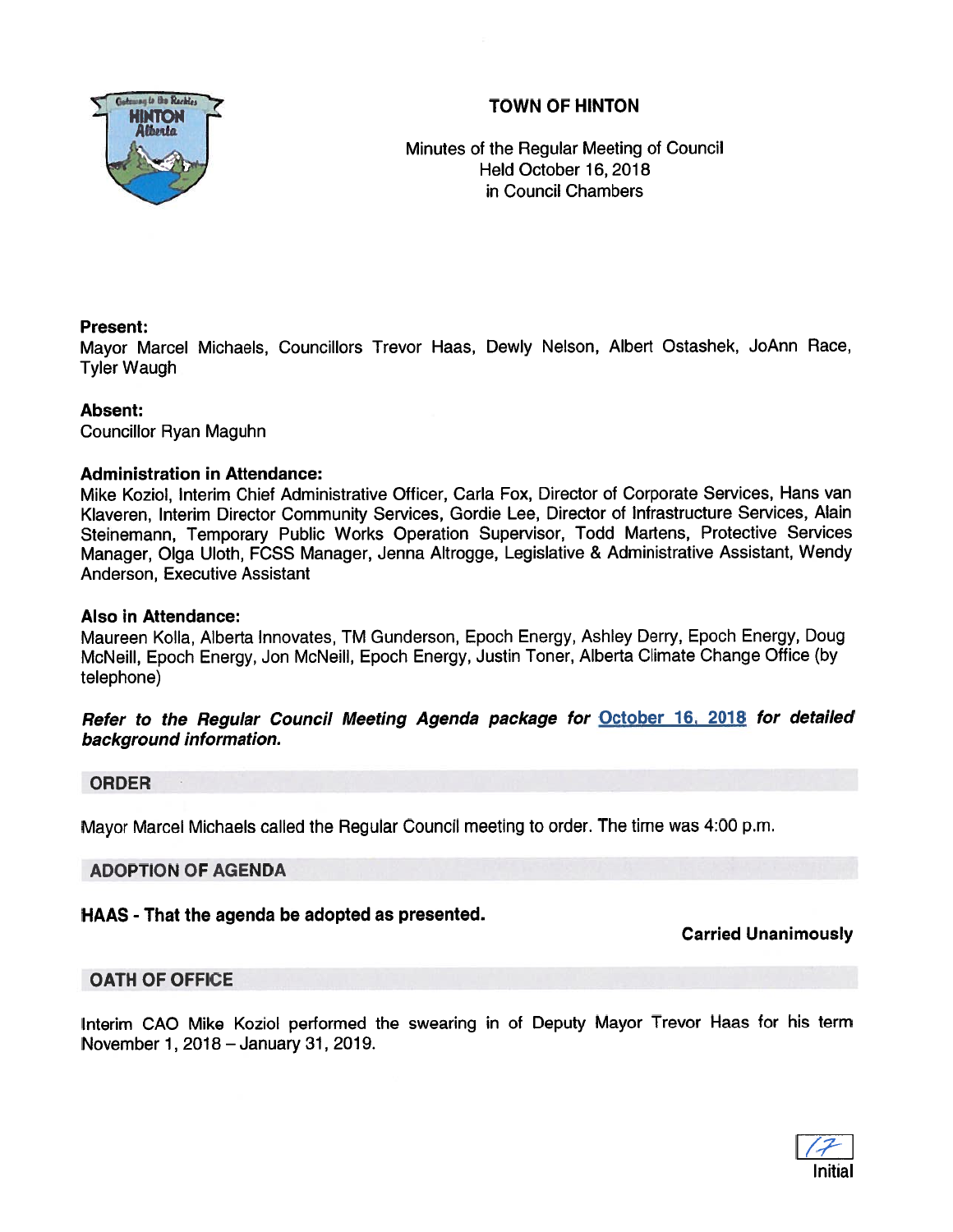# TOWN OF HINTON

Minutes of the Regular Meeting of Council
Held October 16, 2018
in Council Chambers

**Present:**
Mayor Marcel Michaels, Councillors Trevor Haas, Dewly Nelson, Albert Ostashek, JoAnn Race, Tyler Waugh

**Absent:**
Councillor Ryan Maguhn

**Administration in Attendance:**
Mike Koziol, Interim Chief Administrative Officer, Carla Fox, Director of Corporate Services, Hans van Klaveren, Interim Director Community Services, Gordie Lee, Director of Infrastructure Services, Alain Steinemann, Temporary Public Works Operation Supervisor, Todd Martens, Protective Services Manager, Olga Uloth, FCSS Manager, Jenna Altrogge, Legislative & Administrative Assistant, Wendy Anderson, Executive Assistant

**Also in Attendance:**
Maureen Kolla, Alberta Innovates, TM Gunderson, Epoch Energy, Ashley Derry, Epoch Energy, Doug McNeill, Epoch Energy, Jon McNeill, Epoch Energy, Justin Toner, Alberta Climate Change Office (by telephone)

***Refer to the Regular Council Meeting Agenda package for October 16, 2018 for detailed background information.***

## ORDER

Mayor Marcel Michaels called the Regular Council meeting to order. The time was 4:00 p.m.

## ADOPTION OF AGENDA

**HAAS - That the agenda be adopted as presented.**

**Carried Unanimously**

## OATH OF OFFICE

Interim CAO Mike Koziol performed the swearing in of Deputy Mayor Trevor Haas for his term November 1, 2018 – January 31, 2019.

Initial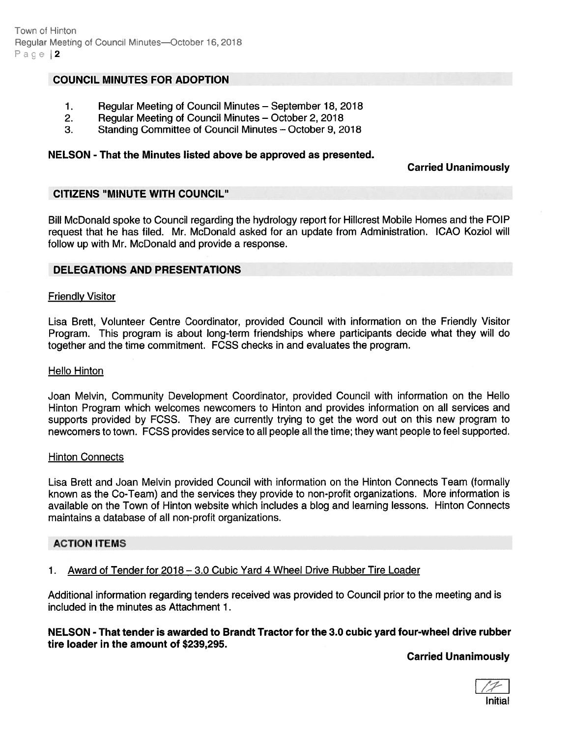## COUNCIL MINUTES FOR ADOPTION

1. Regular Meeting of Council Minutes – September 18, 2018
2. Regular Meeting of Council Minutes – October 2, 2018
3. Standing Committee of Council Minutes – October 9, 2018

**NELSON - That the Minutes listed above be approved as presented.**

**Carried Unanimously**

## CITIZENS "MINUTE WITH COUNCIL"

Bill McDonald spoke to Council regarding the hydrology report for Hillcrest Mobile Homes and the FOIP request that he has filed. Mr. McDonald asked for an update from Administration. ICAO Koziol will follow up with Mr. McDonald and provide a response.

## DELEGATIONS AND PRESENTATIONS

Friendly Visitor

Lisa Brett, Volunteer Centre Coordinator, provided Council with information on the Friendly Visitor Program. This program is about long-term friendships where participants decide what they will do together and the time commitment. FCSS checks in and evaluates the program.

Hello Hinton

Joan Melvin, Community Development Coordinator, provided Council with information on the Hello Hinton Program which welcomes newcomers to Hinton and provides information on all services and supports provided by FCSS. They are currently trying to get the word out on this new program to newcomers to town. FCSS provides service to all people all the time; they want people to feel supported.

Hinton Connects

Lisa Brett and Joan Melvin provided Council with information on the Hinton Connects Team (formally known as the Co-Team) and the services they provide to non-profit organizations. More information is available on the Town of Hinton website which includes a blog and learning lessons. Hinton Connects maintains a database of all non-profit organizations.

## ACTION ITEMS

1. Award of Tender for 2018 – 3.0 Cubic Yard 4 Wheel Drive Rubber Tire Loader

Additional information regarding tenders received was provided to Council prior to the meeting and is included in the minutes as Attachment 1.

**NELSON - That tender is awarded to Brandt Tractor for the 3.0 cubic yard four-wheel drive rubber tire loader in the amount of $239,295.**

**Carried Unanimously**

Initial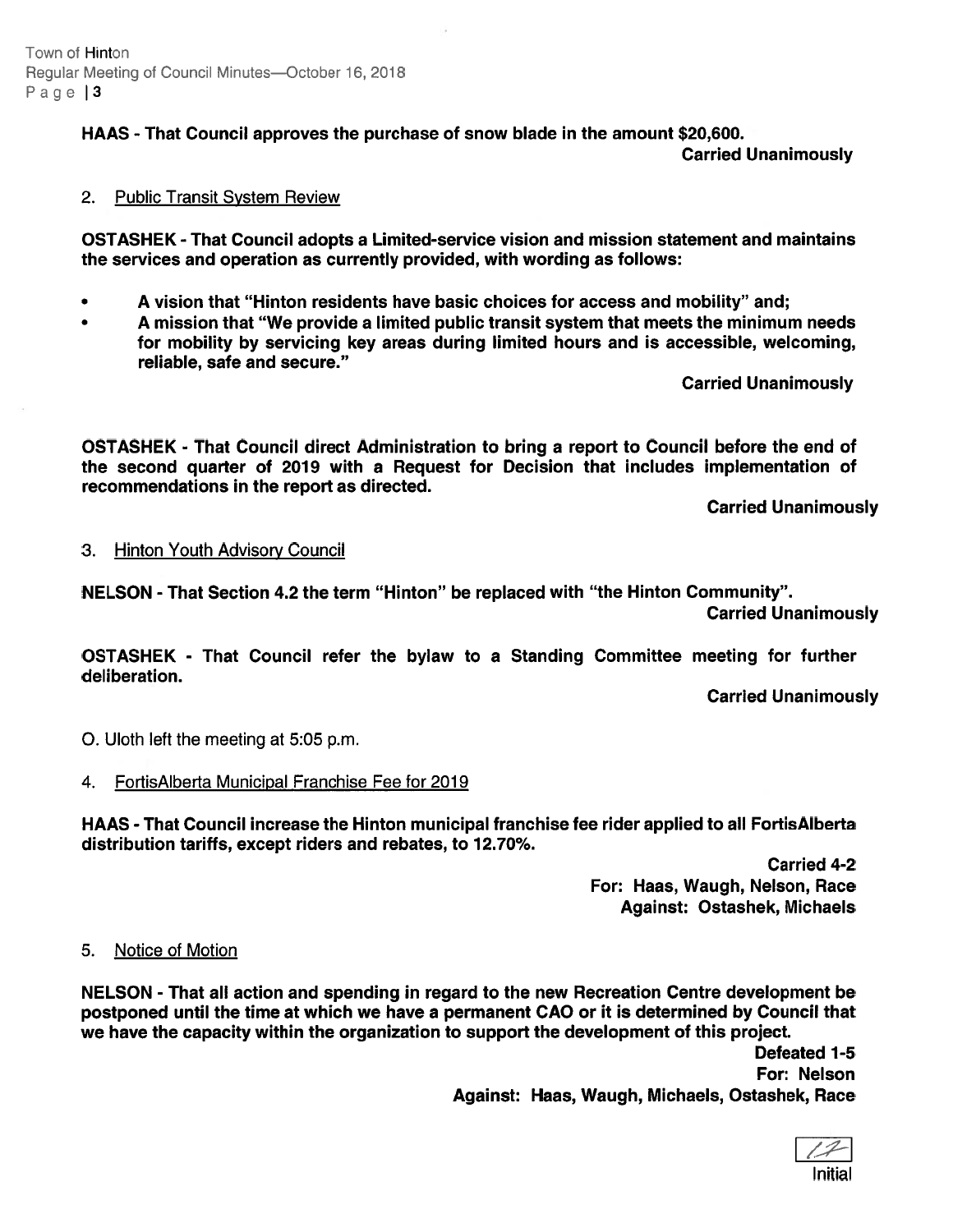**HAAS - That Council approves the purchase of snow blade in the amount $20,600.**

**Carried Unanimously**

2. Public Transit System Review

**OSTASHEK - That Council adopts a Limited-service vision and mission statement and maintains the services and operation as currently provided, with wording as follows:**

- **A vision that "Hinton residents have basic choices for access and mobility" and;**
- **A mission that "We provide a limited public transit system that meets the minimum needs for mobility by servicing key areas during limited hours and is accessible, welcoming, reliable, safe and secure."**

**Carried Unanimously**

**OSTASHEK - That Council direct Administration to bring a report to Council before the end of the second quarter of 2019 with a Request for Decision that includes implementation of recommendations in the report as directed.**

**Carried Unanimously**

3. Hinton Youth Advisory Council

**NELSON - That Section 4.2 the term "Hinton" be replaced with "the Hinton Community".**

**Carried Unanimously**

**OSTASHEK - That Council refer the bylaw to a Standing Committee meeting for further deliberation.**

**Carried Unanimously**

O. Uloth left the meeting at 5:05 p.m.

4. FortisAlberta Municipal Franchise Fee for 2019

**HAAS - That Council increase the Hinton municipal franchise fee rider applied to all FortisAlberta distribution tariffs, except riders and rebates, to 12.70%.**

**Carried 4-2**
**For: Haas, Waugh, Nelson, Race**
**Against: Ostashek, Michaels**

5. Notice of Motion

**NELSON - That all action and spending in regard to the new Recreation Centre development be postponed until the time at which we have a permanent CAO or it is determined by Council that we have the capacity within the organization to support the development of this project.**

**Defeated 1-5**
**For: Nelson**
**Against: Haas, Waugh, Michaels, Ostashek, Race**

Initial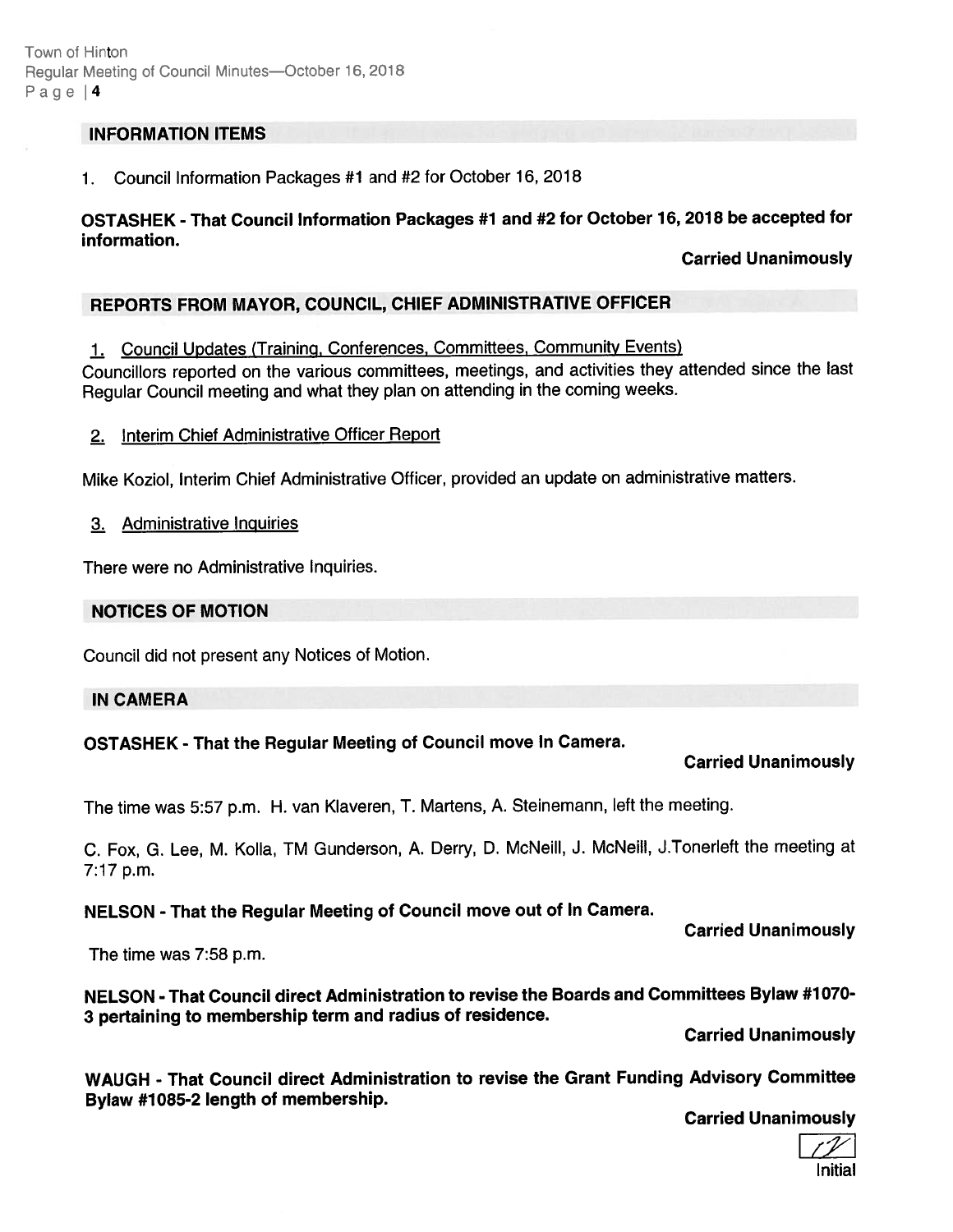## INFORMATION ITEMS

1. Council Information Packages #1 and #2 for October 16, 2018

**OSTASHEK - That Council Information Packages #1 and #2 for October 16, 2018 be accepted for information.**

**Carried Unanimously**

## REPORTS FROM MAYOR, COUNCIL, CHIEF ADMINISTRATIVE OFFICER

1. Council Updates (Training, Conferences, Committees, Community Events)

Councillors reported on the various committees, meetings, and activities they attended since the last Regular Council meeting and what they plan on attending in the coming weeks.

2. Interim Chief Administrative Officer Report

Mike Koziol, Interim Chief Administrative Officer, provided an update on administrative matters.

3. Administrative Inquiries

There were no Administrative Inquiries.

## NOTICES OF MOTION

Council did not present any Notices of Motion.

## IN CAMERA

**OSTASHEK - That the Regular Meeting of Council move In Camera.**

**Carried Unanimously**

The time was 5:57 p.m. H. van Klaveren, T. Martens, A. Steinemann, left the meeting.

C. Fox, G. Lee, M. Kolla, TM Gunderson, A. Derry, D. McNeill, J. McNeill, J.Tonerleft the meeting at 7:17 p.m.

**NELSON - That the Regular Meeting of Council move out of In Camera.**

**Carried Unanimously**

The time was 7:58 p.m.

**NELSON - That Council direct Administration to revise the Boards and Committees Bylaw #1070-3 pertaining to membership term and radius of residence.**

**Carried Unanimously**

**WAUGH - That Council direct Administration to revise the Grant Funding Advisory Committee Bylaw #1085-2 length of membership.**

**Carried Unanimously**

Initial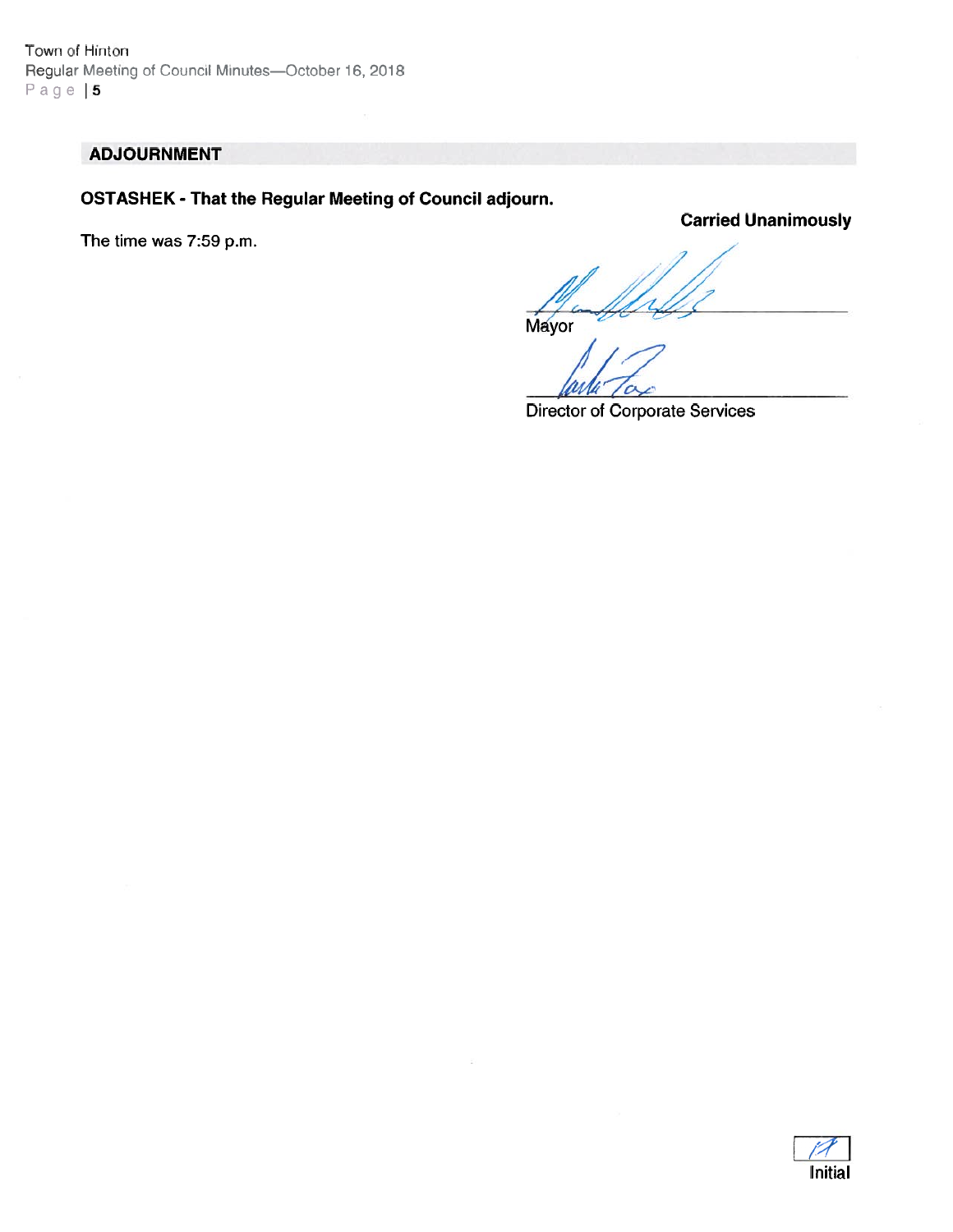## ADJOURNMENT

**OSTASHEK - That the Regular Meeting of Council adjourn.**

**Carried Unanimously**

The time was 7:59 p.m.

Mayor

Director of Corporate Services

Initial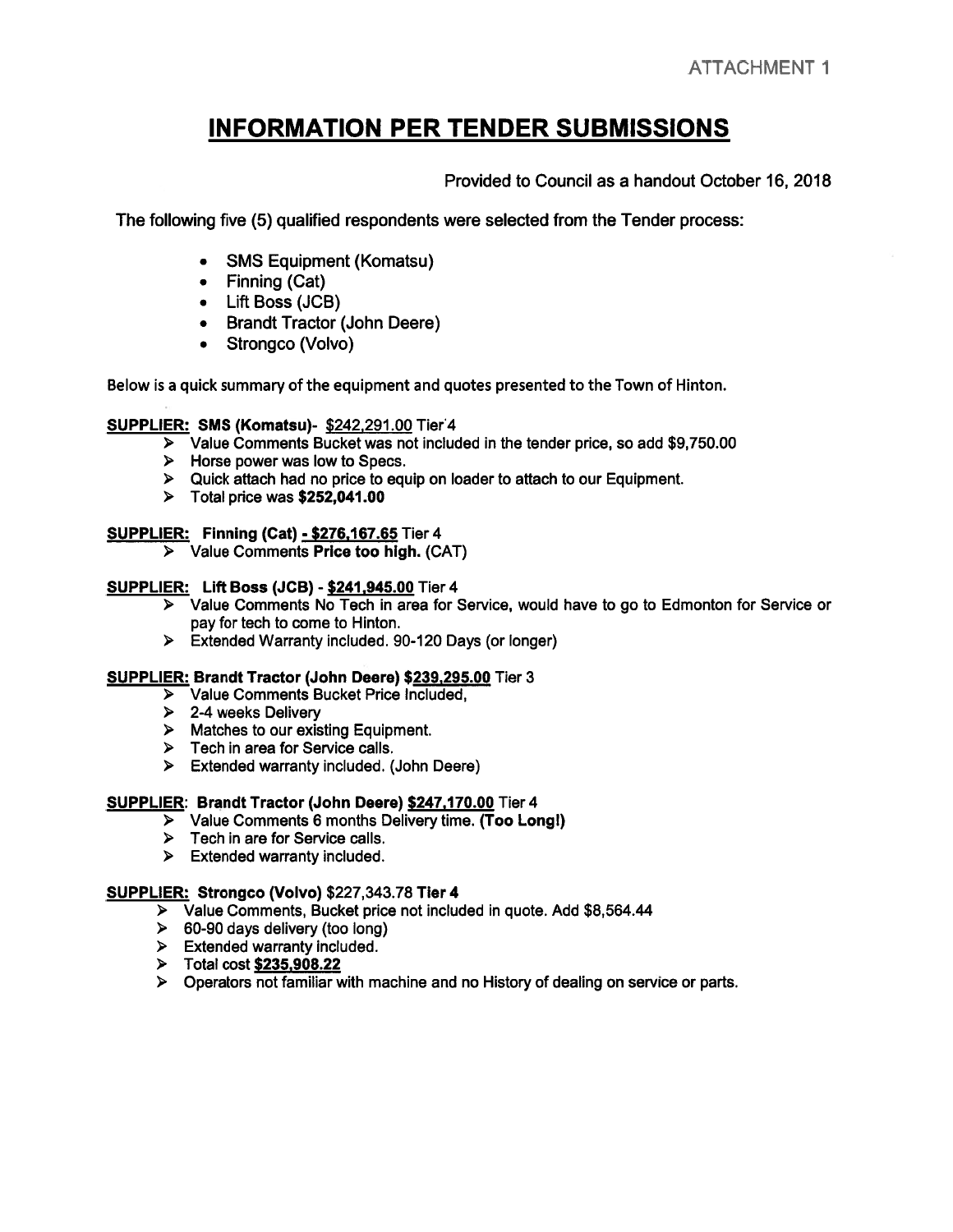ATTACHMENT 1

# INFORMATION PER TENDER SUBMISSIONS

Provided to Council as a handout October 16, 2018

The following five (5) qualified respondents were selected from the Tender process:

- SMS Equipment (Komatsu)
- Finning (Cat)
- Lift Boss (JCB)
- Brandt Tractor (John Deere)
- Strongco (Volvo)

Below is a quick summary of the equipment and quotes presented to the Town of Hinton.

**<u>SUPPLIER:</u> SMS (Komatsu)**- <u>$242,291.00</u> Tier 4

- Value Comments Bucket was not included in the tender price, so add $9,750.00
- Horse power was low to Specs.
- Quick attach had no price to equip on loader to attach to our Equipment.
- Total price was **$252,041.00**

**<u>SUPPLIER:</u> Finning (Cat) <u>- $276,167.65</u>** Tier 4

- Value Comments **Price too high.** (CAT)

**<u>SUPPLIER:</u> Lift Boss (JCB) - <u>$241,945.00</u>** Tier 4

- Value Comments No Tech in area for Service, would have to go to Edmonton for Service or pay for tech to come to Hinton.
- Extended Warranty included. 90-120 Days (or longer)

**<u>SUPPLIER:</u> Brandt Tractor (John Deere) <u>$239,295.00</u>** Tier 3

- Value Comments Bucket Price Included,
- 2-4 weeks Delivery
- Matches to our existing Equipment.
- Tech in area for Service calls.
- Extended warranty included. (John Deere)

**<u>SUPPLIER</u>: Brandt Tractor (John Deere) <u>$247,170.00</u>** Tier 4

- Value Comments 6 months Delivery time. **(Too Long!)**
- Tech in are for Service calls.
- Extended warranty included.

**<u>SUPPLIER:</u> Strongco (Volvo)** $227,343.78 **Tier 4**

- Value Comments, Bucket price not included in quote. Add $8,564.44
- 60-90 days delivery (too long)
- Extended warranty included.
- Total cost **<u>$235,908.22</u>**
- Operators not familiar with machine and no History of dealing on service or parts.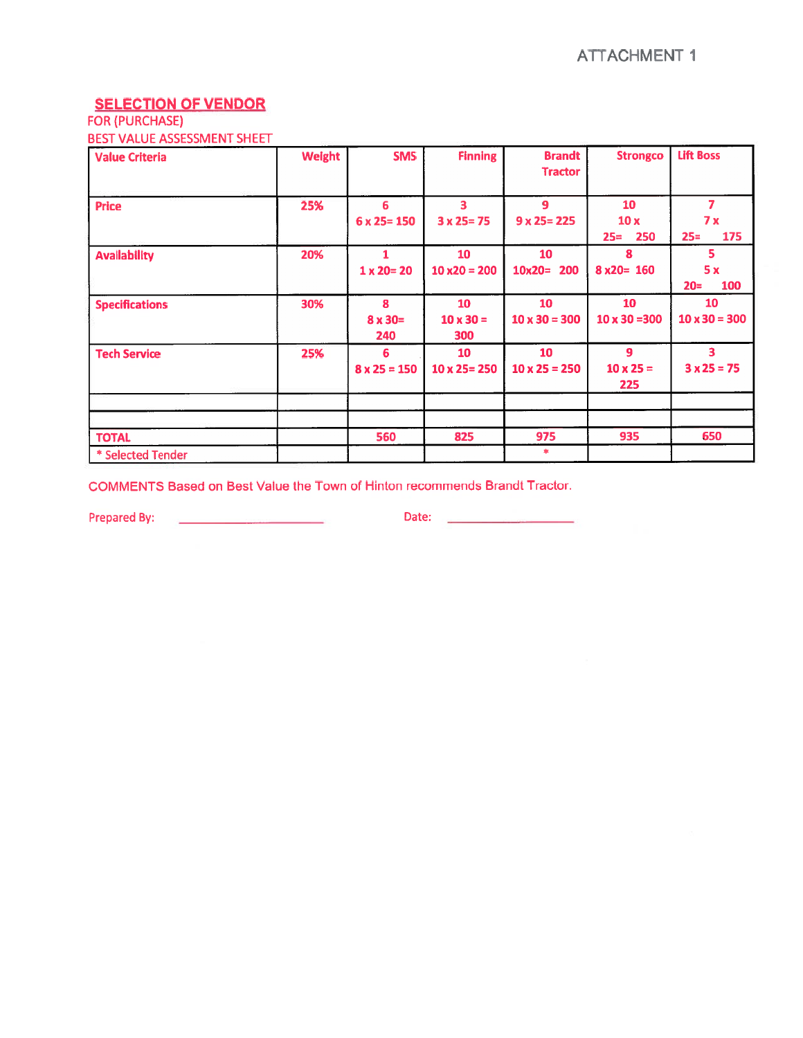ATTACHMENT 1

## SELECTION OF VENDOR

FOR (PURCHASE)

BEST VALUE ASSESSMENT SHEET

| Value Criteria | Weight | SMS | Finning | Brandt Tractor | Strongco | Lift Boss |
|---|---|---|---|---|---|---|
| Price | 25% | 6<br>6 x 25= 150 | 3<br>3 x 25= 75 | 9<br>9 x 25= 225 | 10<br>10 x<br>25= 250 | 7<br>7 x<br>25= 175 |
| Availability | 20% | 1<br>1 x 20= 20 | 10<br>10 x20 = 200 | 10<br>10x20= 200 | 8<br>8 x20= 160 | 5<br>5 x<br>20= 100 |
| Specifications | 30% | 8<br>8 x 30=<br>240 | 10<br>10 x 30 =<br>300 | 10<br>10 x 30 = 300 | 10<br>10 x 30 =300 | 10<br>10 x 30 = 300 |
| Tech Service | 25% | 6<br>8 x 25 = 150 | 10<br>10 x 25= 250 | 10<br>10 x 25 = 250 | 9<br>10 x 25 =<br>225 | 3<br>3 x 25 = 75 |
| | | | | | | |
| | | | | | | |
| TOTAL | | 560 | 825 | 975 | 935 | 650 |
| * Selected Tender | | | | * | | |

COMMENTS Based on Best Value the Town of Hinton recommends Brandt Tractor.

Prepared By: ____________________ Date: ____________________